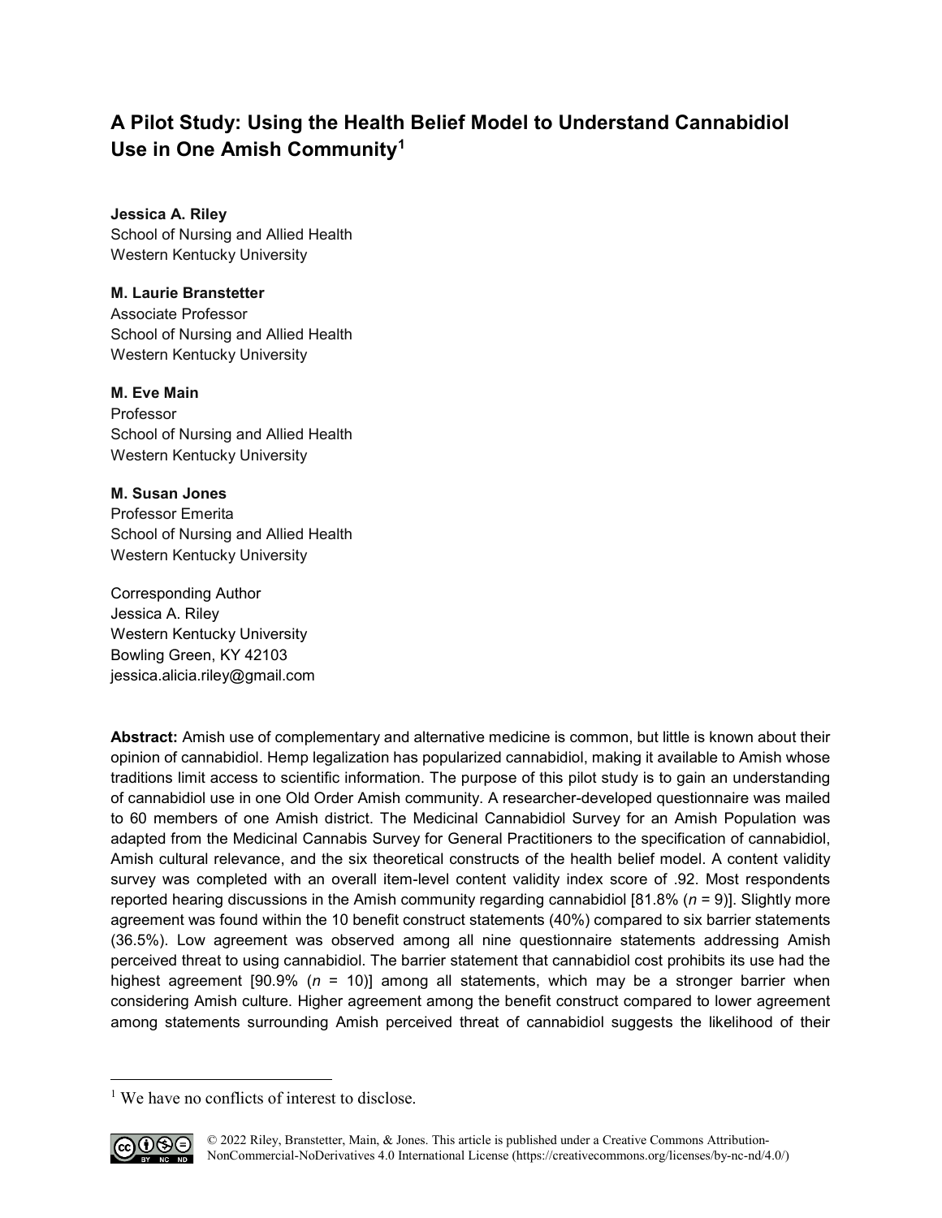# A Pilot Study: Using the Health Belief Model to Understand Cannabidiol Use in One Amish Community[1]

**Jessica A. Riley**
School of Nursing and Allied Health
Western Kentucky University

**M. Laurie Branstetter**
Associate Professor
School of Nursing and Allied Health
Western Kentucky University

**M. Eve Main**
Professor
School of Nursing and Allied Health
Western Kentucky University

**M. Susan Jones**
Professor Emerita
School of Nursing and Allied Health
Western Kentucky University

Corresponding Author
Jessica A. Riley
Western Kentucky University
Bowling Green, KY 42103
jessica.alicia.riley@gmail.com

**Abstract:** Amish use of complementary and alternative medicine is common, but little is known about their opinion of cannabidiol. Hemp legalization has popularized cannabidiol, making it available to Amish whose traditions limit access to scientific information. The purpose of this pilot study is to gain an understanding of cannabidiol use in one Old Order Amish community. A researcher-developed questionnaire was mailed to 60 members of one Amish district. The Medicinal Cannabidiol Survey for an Amish Population was adapted from the Medicinal Cannabis Survey for General Practitioners to the specification of cannabidiol, Amish cultural relevance, and the six theoretical constructs of the health belief model. A content validity survey was completed with an overall item-level content validity index score of .92. Most respondents reported hearing discussions in the Amish community regarding cannabidiol [81.8% (*n* = 9)]. Slightly more agreement was found within the 10 benefit construct statements (40%) compared to six barrier statements (36.5%). Low agreement was observed among all nine questionnaire statements addressing Amish perceived threat to using cannabidiol. The barrier statement that cannabidiol cost prohibits its use had the highest agreement [90.9% (*n* = 10)] among all statements, which may be a stronger barrier when considering Amish culture. Higher agreement among the benefit construct compared to lower agreement among statements surrounding Amish perceived threat of cannabidiol suggests the likelihood of their

[1] We have no conflicts of interest to disclose.

© 2022 Riley, Branstetter, Main, & Jones. This article is published under a Creative Commons Attribution-NonCommercial-NoDerivatives 4.0 International License (https://creativecommons.org/licenses/by-nc-nd/4.0/)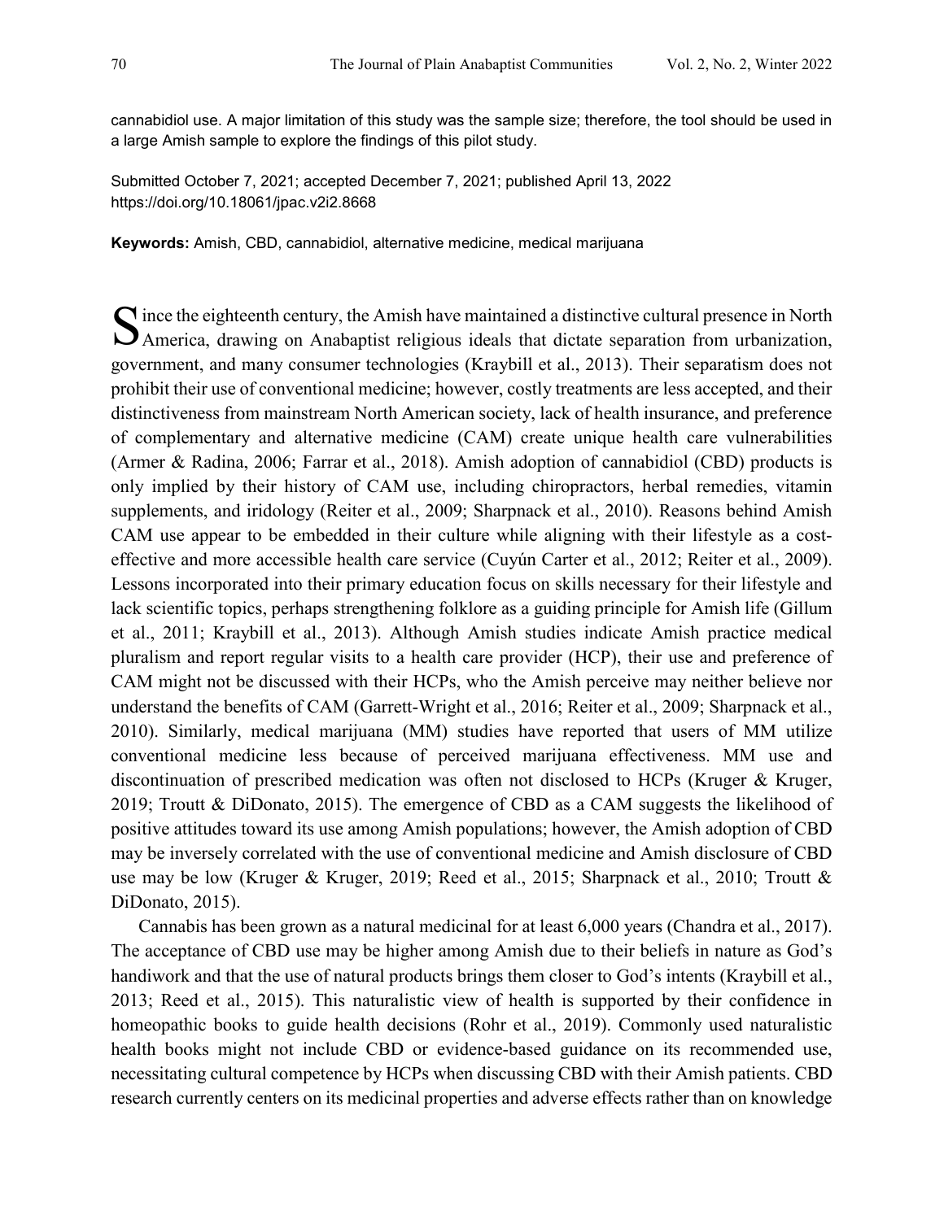cannabidiol use. A major limitation of this study was the sample size; therefore, the tool should be used in a large Amish sample to explore the findings of this pilot study.

Submitted October 7, 2021; accepted December 7, 2021; published April 13, 2022
https://doi.org/10.18061/jpac.v2i2.8668

**Keywords:** Amish, CBD, cannabidiol, alternative medicine, medical marijuana

Since the eighteenth century, the Amish have maintained a distinctive cultural presence in North America, drawing on Anabaptist religious ideals that dictate separation from urbanization, government, and many consumer technologies (Kraybill et al., 2013). Their separatism does not prohibit their use of conventional medicine; however, costly treatments are less accepted, and their distinctiveness from mainstream North American society, lack of health insurance, and preference of complementary and alternative medicine (CAM) create unique health care vulnerabilities (Armer & Radina, 2006; Farrar et al., 2018). Amish adoption of cannabidiol (CBD) products is only implied by their history of CAM use, including chiropractors, herbal remedies, vitamin supplements, and iridology (Reiter et al., 2009; Sharpnack et al., 2010). Reasons behind Amish CAM use appear to be embedded in their culture while aligning with their lifestyle as a cost-effective and more accessible health care service (Cuyún Carter et al., 2012; Reiter et al., 2009). Lessons incorporated into their primary education focus on skills necessary for their lifestyle and lack scientific topics, perhaps strengthening folklore as a guiding principle for Amish life (Gillum et al., 2011; Kraybill et al., 2013). Although Amish studies indicate Amish practice medical pluralism and report regular visits to a health care provider (HCP), their use and preference of CAM might not be discussed with their HCPs, who the Amish perceive may neither believe nor understand the benefits of CAM (Garrett-Wright et al., 2016; Reiter et al., 2009; Sharpnack et al., 2010). Similarly, medical marijuana (MM) studies have reported that users of MM utilize conventional medicine less because of perceived marijuana effectiveness. MM use and discontinuation of prescribed medication was often not disclosed to HCPs (Kruger & Kruger, 2019; Troutt & DiDonato, 2015). The emergence of CBD as a CAM suggests the likelihood of positive attitudes toward its use among Amish populations; however, the Amish adoption of CBD may be inversely correlated with the use of conventional medicine and Amish disclosure of CBD use may be low (Kruger & Kruger, 2019; Reed et al., 2015; Sharpnack et al., 2010; Troutt & DiDonato, 2015).

Cannabis has been grown as a natural medicinal for at least 6,000 years (Chandra et al., 2017). The acceptance of CBD use may be higher among Amish due to their beliefs in nature as God's handiwork and that the use of natural products brings them closer to God's intents (Kraybill et al., 2013; Reed et al., 2015). This naturalistic view of health is supported by their confidence in homeopathic books to guide health decisions (Rohr et al., 2019). Commonly used naturalistic health books might not include CBD or evidence-based guidance on its recommended use, necessitating cultural competence by HCPs when discussing CBD with their Amish patients. CBD research currently centers on its medicinal properties and adverse effects rather than on knowledge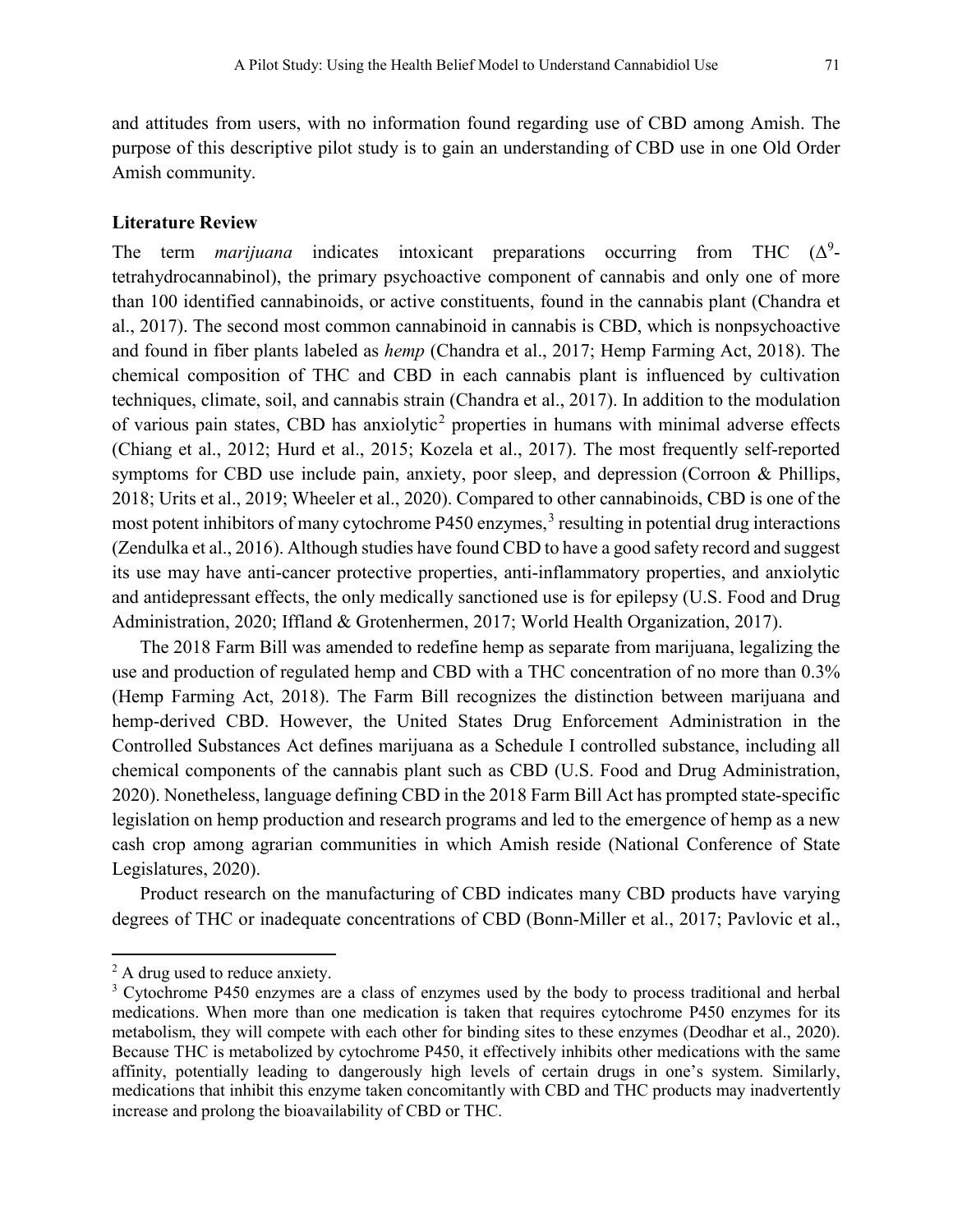and attitudes from users, with no information found regarding use of CBD among Amish. The purpose of this descriptive pilot study is to gain an understanding of CBD use in one Old Order Amish community.

### Literature Review

The term *marijuana* indicates intoxicant preparations occurring from THC ($\Delta^9$-tetrahydrocannabinol), the primary psychoactive component of cannabis and only one of more than 100 identified cannabinoids, or active constituents, found in the cannabis plant (Chandra et al., 2017). The second most common cannabinoid in cannabis is CBD, which is nonpsychoactive and found in fiber plants labeled as *hemp* (Chandra et al., 2017; Hemp Farming Act, 2018). The chemical composition of THC and CBD in each cannabis plant is influenced by cultivation techniques, climate, soil, and cannabis strain (Chandra et al., 2017). In addition to the modulation of various pain states, CBD has anxiolytic[2] properties in humans with minimal adverse effects (Chiang et al., 2012; Hurd et al., 2015; Kozela et al., 2017). The most frequently self-reported symptoms for CBD use include pain, anxiety, poor sleep, and depression (Corroon & Phillips, 2018; Urits et al., 2019; Wheeler et al., 2020). Compared to other cannabinoids, CBD is one of the most potent inhibitors of many cytochrome P450 enzymes,[3] resulting in potential drug interactions (Zendulka et al., 2016). Although studies have found CBD to have a good safety record and suggest its use may have anti-cancer protective properties, anti-inflammatory properties, and anxiolytic and antidepressant effects, the only medically sanctioned use is for epilepsy (U.S. Food and Drug Administration, 2020; Iffland & Grotenhermen, 2017; World Health Organization, 2017).

The 2018 Farm Bill was amended to redefine hemp as separate from marijuana, legalizing the use and production of regulated hemp and CBD with a THC concentration of no more than 0.3% (Hemp Farming Act, 2018). The Farm Bill recognizes the distinction between marijuana and hemp-derived CBD. However, the United States Drug Enforcement Administration in the Controlled Substances Act defines marijuana as a Schedule I controlled substance, including all chemical components of the cannabis plant such as CBD (U.S. Food and Drug Administration, 2020). Nonetheless, language defining CBD in the 2018 Farm Bill Act has prompted state-specific legislation on hemp production and research programs and led to the emergence of hemp as a new cash crop among agrarian communities in which Amish reside (National Conference of State Legislatures, 2020).

Product research on the manufacturing of CBD indicates many CBD products have varying degrees of THC or inadequate concentrations of CBD (Bonn-Miller et al., 2017; Pavlovic et al.,

---

[2] A drug used to reduce anxiety.

[3] Cytochrome P450 enzymes are a class of enzymes used by the body to process traditional and herbal medications. When more than one medication is taken that requires cytochrome P450 enzymes for its metabolism, they will compete with each other for binding sites to these enzymes (Deodhar et al., 2020). Because THC is metabolized by cytochrome P450, it effectively inhibits other medications with the same affinity, potentially leading to dangerously high levels of certain drugs in one's system. Similarly, medications that inhibit this enzyme taken concomitantly with CBD and THC products may inadvertently increase and prolong the bioavailability of CBD or THC.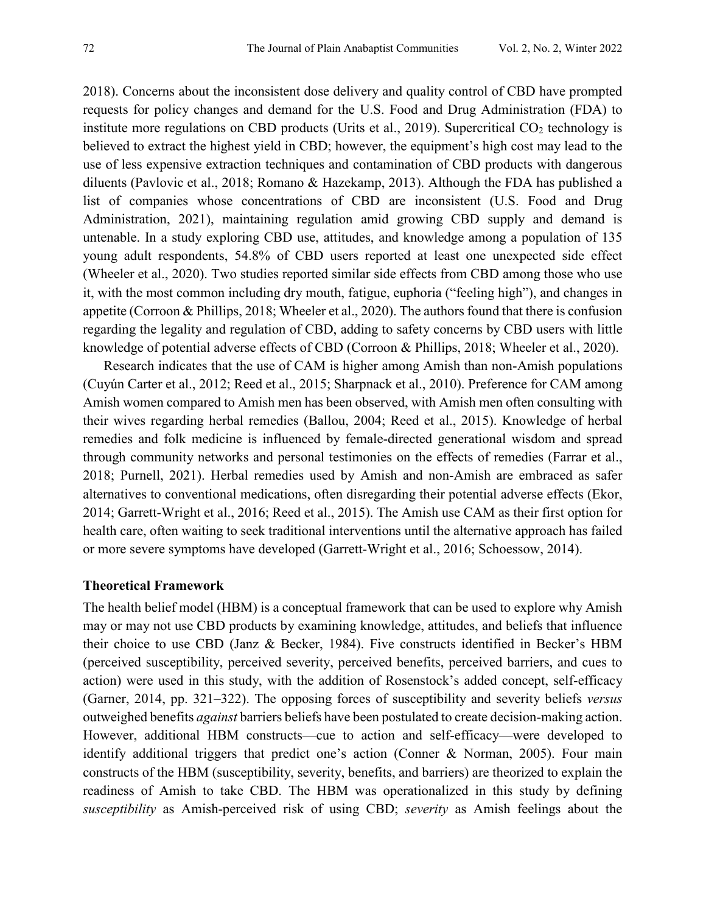2018). Concerns about the inconsistent dose delivery and quality control of CBD have prompted requests for policy changes and demand for the U.S. Food and Drug Administration (FDA) to institute more regulations on CBD products (Urits et al., 2019). Supercritical $CO_2$ technology is believed to extract the highest yield in CBD; however, the equipment's high cost may lead to the use of less expensive extraction techniques and contamination of CBD products with dangerous diluents (Pavlovic et al., 2018; Romano & Hazekamp, 2013). Although the FDA has published a list of companies whose concentrations of CBD are inconsistent (U.S. Food and Drug Administration, 2021), maintaining regulation amid growing CBD supply and demand is untenable. In a study exploring CBD use, attitudes, and knowledge among a population of 135 young adult respondents, 54.8% of CBD users reported at least one unexpected side effect (Wheeler et al., 2020). Two studies reported similar side effects from CBD among those who use it, with the most common including dry mouth, fatigue, euphoria ("feeling high"), and changes in appetite (Corroon & Phillips, 2018; Wheeler et al., 2020). The authors found that there is confusion regarding the legality and regulation of CBD, adding to safety concerns by CBD users with little knowledge of potential adverse effects of CBD (Corroon & Phillips, 2018; Wheeler et al., 2020).

Research indicates that the use of CAM is higher among Amish than non-Amish populations (Cuyún Carter et al., 2012; Reed et al., 2015; Sharpnack et al., 2010). Preference for CAM among Amish women compared to Amish men has been observed, with Amish men often consulting with their wives regarding herbal remedies (Ballou, 2004; Reed et al., 2015). Knowledge of herbal remedies and folk medicine is influenced by female-directed generational wisdom and spread through community networks and personal testimonies on the effects of remedies (Farrar et al., 2018; Purnell, 2021). Herbal remedies used by Amish and non-Amish are embraced as safer alternatives to conventional medications, often disregarding their potential adverse effects (Ekor, 2014; Garrett-Wright et al., 2016; Reed et al., 2015). The Amish use CAM as their first option for health care, often waiting to seek traditional interventions until the alternative approach has failed or more severe symptoms have developed (Garrett-Wright et al., 2016; Schoessow, 2014).

### Theoretical Framework

The health belief model (HBM) is a conceptual framework that can be used to explore why Amish may or may not use CBD products by examining knowledge, attitudes, and beliefs that influence their choice to use CBD (Janz & Becker, 1984). Five constructs identified in Becker's HBM (perceived susceptibility, perceived severity, perceived benefits, perceived barriers, and cues to action) were used in this study, with the addition of Rosenstock's added concept, self-efficacy (Garner, 2014, pp. 321–322). The opposing forces of susceptibility and severity beliefs *versus* outweighed benefits *against* barriers beliefs have been postulated to create decision-making action. However, additional HBM constructs—cue to action and self-efficacy—were developed to identify additional triggers that predict one's action (Conner & Norman, 2005). Four main constructs of the HBM (susceptibility, severity, benefits, and barriers) are theorized to explain the readiness of Amish to take CBD. The HBM was operationalized in this study by defining *susceptibility* as Amish-perceived risk of using CBD; *severity* as Amish feelings about the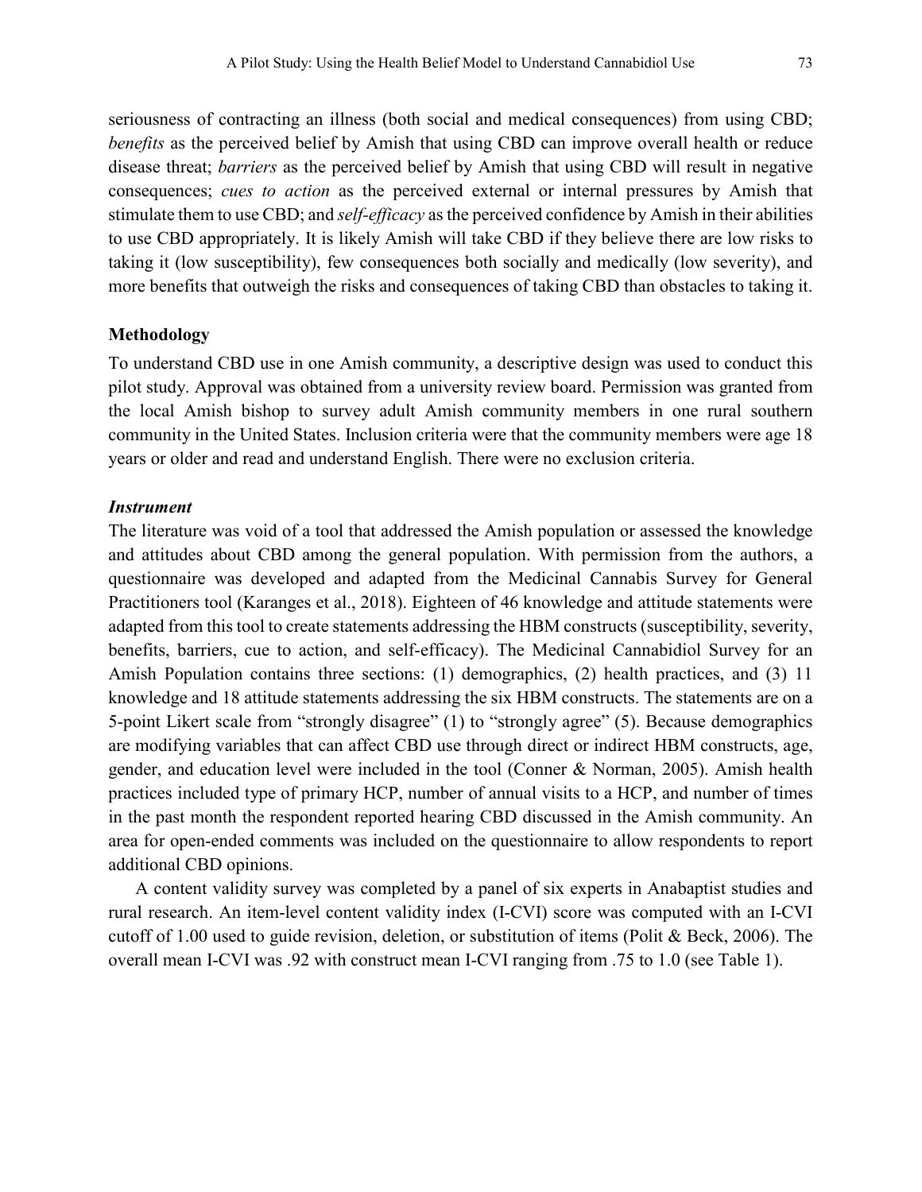seriousness of contracting an illness (both social and medical consequences) from using CBD; *benefits* as the perceived belief by Amish that using CBD can improve overall health or reduce disease threat; *barriers* as the perceived belief by Amish that using CBD will result in negative consequences; *cues to action* as the perceived external or internal pressures by Amish that stimulate them to use CBD; and *self-efficacy* as the perceived confidence by Amish in their abilities to use CBD appropriately. It is likely Amish will take CBD if they believe there are low risks to taking it (low susceptibility), few consequences both socially and medically (low severity), and more benefits that outweigh the risks and consequences of taking CBD than obstacles to taking it.

## Methodology

To understand CBD use in one Amish community, a descriptive design was used to conduct this pilot study. Approval was obtained from a university review board. Permission was granted from the local Amish bishop to survey adult Amish community members in one rural southern community in the United States. Inclusion criteria were that the community members were age 18 years or older and read and understand English. There were no exclusion criteria.

### *Instrument*

The literature was void of a tool that addressed the Amish population or assessed the knowledge and attitudes about CBD among the general population. With permission from the authors, a questionnaire was developed and adapted from the Medicinal Cannabis Survey for General Practitioners tool (Karanges et al., 2018). Eighteen of 46 knowledge and attitude statements were adapted from this tool to create statements addressing the HBM constructs (susceptibility, severity, benefits, barriers, cue to action, and self-efficacy). The Medicinal Cannabidiol Survey for an Amish Population contains three sections: (1) demographics, (2) health practices, and (3) 11 knowledge and 18 attitude statements addressing the six HBM constructs. The statements are on a 5-point Likert scale from "strongly disagree" (1) to "strongly agree" (5). Because demographics are modifying variables that can affect CBD use through direct or indirect HBM constructs, age, gender, and education level were included in the tool (Conner & Norman, 2005). Amish health practices included type of primary HCP, number of annual visits to a HCP, and number of times in the past month the respondent reported hearing CBD discussed in the Amish community. An area for open-ended comments was included on the questionnaire to allow respondents to report additional CBD opinions.

A content validity survey was completed by a panel of six experts in Anabaptist studies and rural research. An item-level content validity index (I-CVI) score was computed with an I-CVI cutoff of 1.00 used to guide revision, deletion, or substitution of items (Polit & Beck, 2006). The overall mean I-CVI was .92 with construct mean I-CVI ranging from .75 to 1.0 (see Table 1).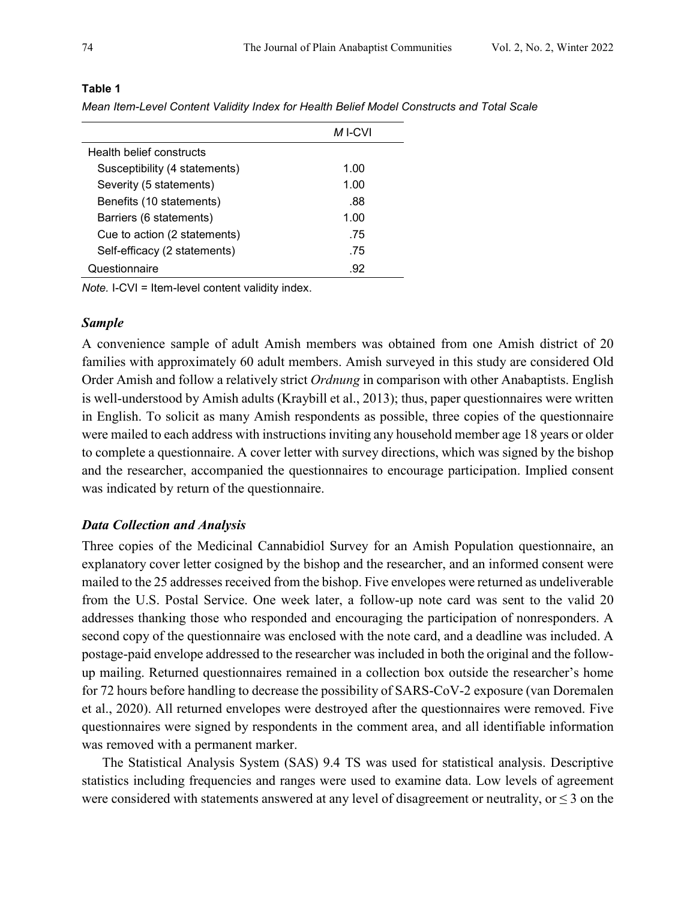**Table 1**

*Mean Item-Level Content Validity Index for Health Belief Model Constructs and Total Scale*

| | *M* I-CVI |
|---|---|
| Health belief constructs | |
| Susceptibility (4 statements) | 1.00 |
| Severity (5 statements) | 1.00 |
| Benefits (10 statements) | .88 |
| Barriers (6 statements) | 1.00 |
| Cue to action (2 statements) | .75 |
| Self-efficacy (2 statements) | .75 |
| Questionnaire | .92 |

*Note.* I-CVI = Item-level content validity index.

### *Sample*

A convenience sample of adult Amish members was obtained from one Amish district of 20 families with approximately 60 adult members. Amish surveyed in this study are considered Old Order Amish and follow a relatively strict *Ordnung* in comparison with other Anabaptists. English is well-understood by Amish adults (Kraybill et al., 2013); thus, paper questionnaires were written in English. To solicit as many Amish respondents as possible, three copies of the questionnaire were mailed to each address with instructions inviting any household member age 18 years or older to complete a questionnaire. A cover letter with survey directions, which was signed by the bishop and the researcher, accompanied the questionnaires to encourage participation. Implied consent was indicated by return of the questionnaire.

### *Data Collection and Analysis*

Three copies of the Medicinal Cannabidiol Survey for an Amish Population questionnaire, an explanatory cover letter cosigned by the bishop and the researcher, and an informed consent were mailed to the 25 addresses received from the bishop. Five envelopes were returned as undeliverable from the U.S. Postal Service. One week later, a follow-up note card was sent to the valid 20 addresses thanking those who responded and encouraging the participation of nonresponders. A second copy of the questionnaire was enclosed with the note card, and a deadline was included. A postage-paid envelope addressed to the researcher was included in both the original and the follow-up mailing. Returned questionnaires remained in a collection box outside the researcher's home for 72 hours before handling to decrease the possibility of SARS-CoV-2 exposure (van Doremalen et al., 2020). All returned envelopes were destroyed after the questionnaires were removed. Five questionnaires were signed by respondents in the comment area, and all identifiable information was removed with a permanent marker.

The Statistical Analysis System (SAS) 9.4 TS was used for statistical analysis. Descriptive statistics including frequencies and ranges were used to examine data. Low levels of agreement were considered with statements answered at any level of disagreement or neutrality, or $\leq 3$ on the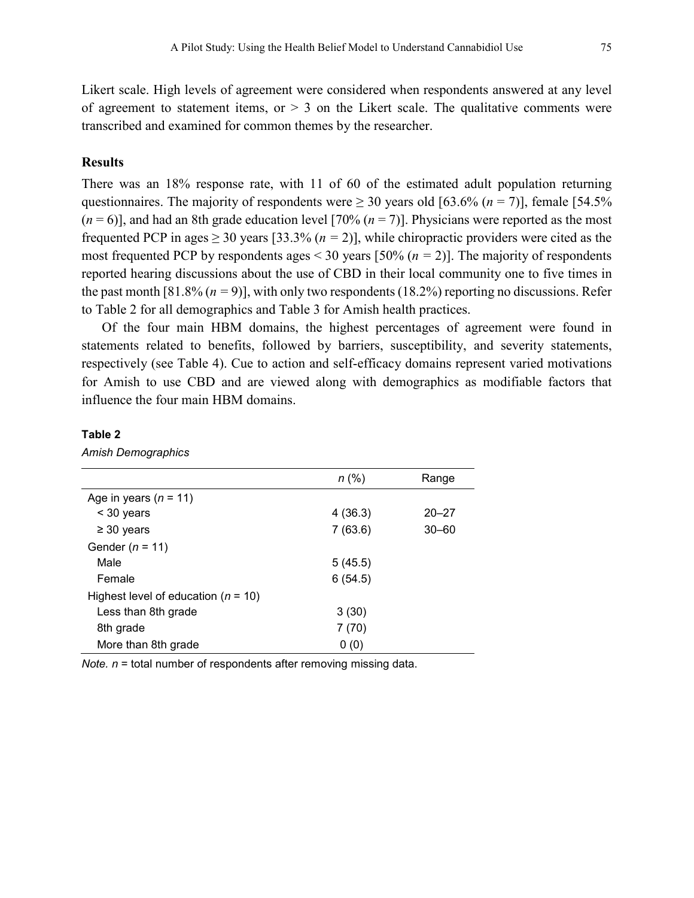Likert scale. High levels of agreement were considered when respondents answered at any level of agreement to statement items, or > 3 on the Likert scale. The qualitative comments were transcribed and examined for common themes by the researcher.

### Results

There was an 18% response rate, with 11 of 60 of the estimated adult population returning questionnaires. The majority of respondents were ≥ 30 years old [63.6% (*n* = 7)], female [54.5% (*n* = 6)], and had an 8th grade education level [70% (*n* = 7)]. Physicians were reported as the most frequented PCP in ages ≥ 30 years [33.3% (*n* = 2)], while chiropractic providers were cited as the most frequented PCP by respondents ages < 30 years [50% (*n* = 2)]. The majority of respondents reported hearing discussions about the use of CBD in their local community one to five times in the past month [81.8% (*n* = 9)], with only two respondents (18.2%) reporting no discussions. Refer to Table 2 for all demographics and Table 3 for Amish health practices.

Of the four main HBM domains, the highest percentages of agreement were found in statements related to benefits, followed by barriers, susceptibility, and severity statements, respectively (see Table 4). Cue to action and self-efficacy domains represent varied motivations for Amish to use CBD and are viewed along with demographics as modifiable factors that influence the four main HBM domains.

**Table 2**

*Amish Demographics*

| | *n* (%) | Range |
|---|---|---|
| Age in years (*n* = 11) | | |
| < 30 years | 4 (36.3) | 20–27 |
| ≥ 30 years | 7 (63.6) | 30–60 |
| Gender (*n* = 11) | | |
| Male | 5 (45.5) | |
| Female | 6 (54.5) | |
| Highest level of education (*n* = 10) | | |
| Less than 8th grade | 3 (30) | |
| 8th grade | 7 (70) | |
| More than 8th grade | 0 (0) | |

*Note. n* = total number of respondents after removing missing data.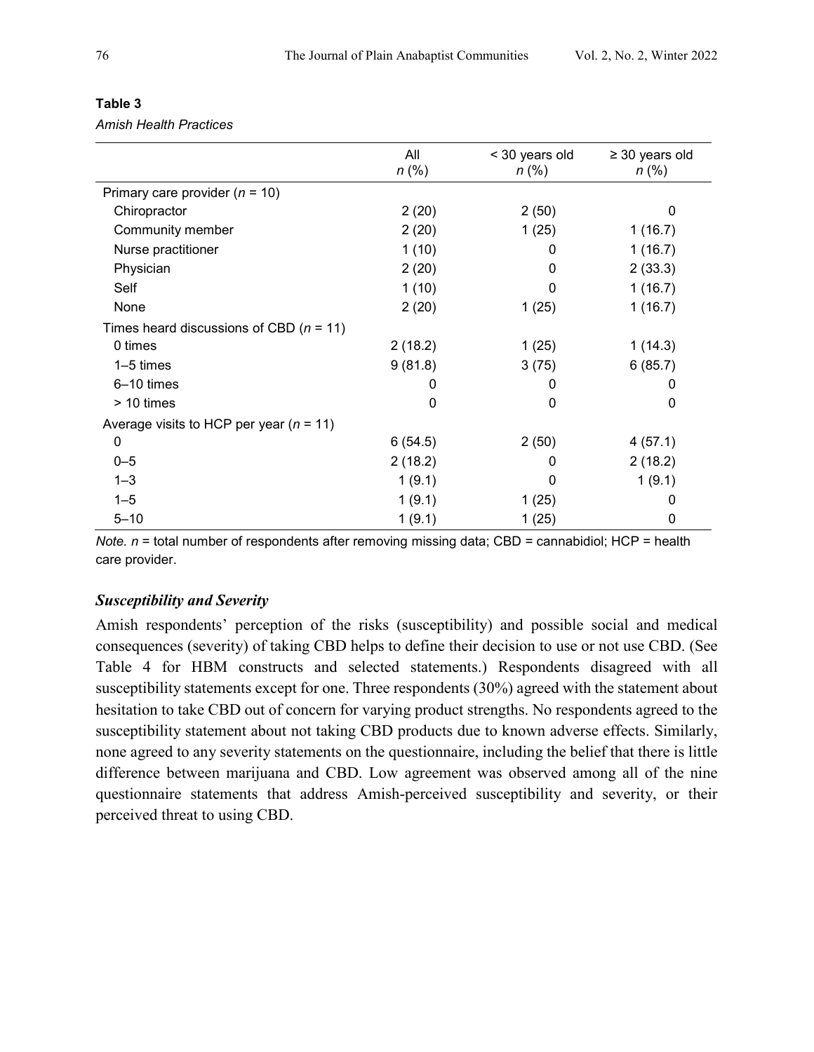**Table 3**

*Amish Health Practices*

| | All *n* (%) | < 30 years old *n* (%) | ≥ 30 years old *n* (%) |
|---|---|---|---|
| Primary care provider (*n* = 10) | | | |
| Chiropractor | 2 (20) | 2 (50) | 0 |
| Community member | 2 (20) | 1 (25) | 1 (16.7) |
| Nurse practitioner | 1 (10) | 0 | 1 (16.7) |
| Physician | 2 (20) | 0 | 2 (33.3) |
| Self | 1 (10) | 0 | 1 (16.7) |
| None | 2 (20) | 1 (25) | 1 (16.7) |
| Times heard discussions of CBD (*n* = 11) | | | |
| 0 times | 2 (18.2) | 1 (25) | 1 (14.3) |
| 1–5 times | 9 (81.8) | 3 (75) | 6 (85.7) |
| 6–10 times | 0 | 0 | 0 |
| > 10 times | 0 | 0 | 0 |
| Average visits to HCP per year (*n* = 11) | | | |
| 0 | 6 (54.5) | 2 (50) | 4 (57.1) |
| 0–5 | 2 (18.2) | 0 | 2 (18.2) |
| 1–3 | 1 (9.1) | 0 | 1 (9.1) |
| 1–5 | 1 (9.1) | 1 (25) | 0 |
| 5–10 | 1 (9.1) | 1 (25) | 0 |

*Note.* *n* = total number of respondents after removing missing data; CBD = cannabidiol; HCP = health care provider.

### *Susceptibility and Severity*

Amish respondents' perception of the risks (susceptibility) and possible social and medical consequences (severity) of taking CBD helps to define their decision to use or not use CBD. (See Table 4 for HBM constructs and selected statements.) Respondents disagreed with all susceptibility statements except for one. Three respondents (30%) agreed with the statement about hesitation to take CBD out of concern for varying product strengths. No respondents agreed to the susceptibility statement about not taking CBD products due to known adverse effects. Similarly, none agreed to any severity statements on the questionnaire, including the belief that there is little difference between marijuana and CBD. Low agreement was observed among all of the nine questionnaire statements that address Amish-perceived susceptibility and severity, or their perceived threat to using CBD.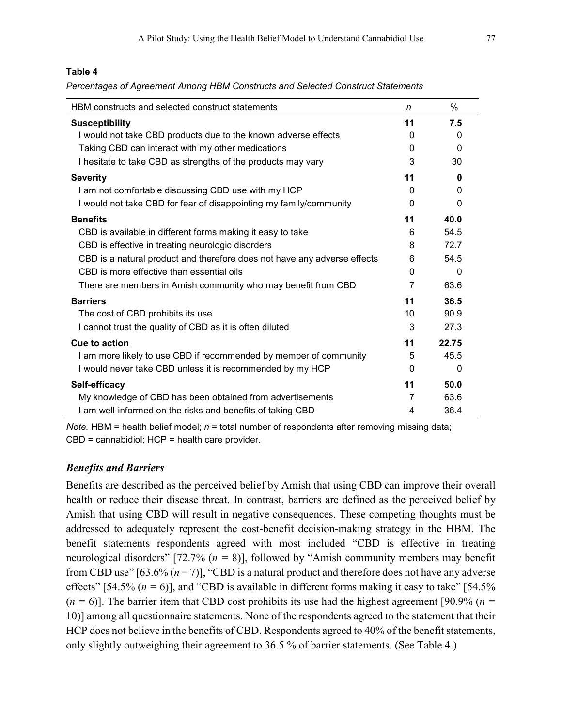**Table 4**

*Percentages of Agreement Among HBM Constructs and Selected Construct Statements*

| HBM constructs and selected construct statements | *n* | % |
|---|---|---|
| **Susceptibility** | **11** | **7.5** |
| I would not take CBD products due to the known adverse effects | 0 | 0 |
| Taking CBD can interact with my other medications | 0 | 0 |
| I hesitate to take CBD as strengths of the products may vary | 3 | 30 |
| **Severity** | **11** | **0** |
| I am not comfortable discussing CBD use with my HCP | 0 | 0 |
| I would not take CBD for fear of disappointing my family/community | 0 | 0 |
| **Benefits** | **11** | **40.0** |
| CBD is available in different forms making it easy to take | 6 | 54.5 |
| CBD is effective in treating neurologic disorders | 8 | 72.7 |
| CBD is a natural product and therefore does not have any adverse effects | 6 | 54.5 |
| CBD is more effective than essential oils | 0 | 0 |
| There are members in Amish community who may benefit from CBD | 7 | 63.6 |
| **Barriers** | **11** | **36.5** |
| The cost of CBD prohibits its use | 10 | 90.9 |
| I cannot trust the quality of CBD as it is often diluted | 3 | 27.3 |
| **Cue to action** | **11** | **22.75** |
| I am more likely to use CBD if recommended by member of community | 5 | 45.5 |
| I would never take CBD unless it is recommended by my HCP | 0 | 0 |
| **Self-efficacy** | **11** | **50.0** |
| My knowledge of CBD has been obtained from advertisements | 7 | 63.6 |
| I am well-informed on the risks and benefits of taking CBD | 4 | 36.4 |

*Note.* HBM = health belief model; *n* = total number of respondents after removing missing data; CBD = cannabidiol; HCP = health care provider.

### *Benefits and Barriers*

Benefits are described as the perceived belief by Amish that using CBD can improve their overall health or reduce their disease threat. In contrast, barriers are defined as the perceived belief by Amish that using CBD will result in negative consequences. These competing thoughts must be addressed to adequately represent the cost-benefit decision-making strategy in the HBM. The benefit statements respondents agreed with most included "CBD is effective in treating neurological disorders" [72.7% ($n$ = 8)], followed by "Amish community members may benefit from CBD use" [63.6% ($n$ = 7)], "CBD is a natural product and therefore does not have any adverse effects" [54.5% ($n$ = 6)], and "CBD is available in different forms making it easy to take" [54.5% ($n$ = 6)]. The barrier item that CBD cost prohibits its use had the highest agreement [90.9% ($n$ = 10)] among all questionnaire statements. None of the respondents agreed to the statement that their HCP does not believe in the benefits of CBD. Respondents agreed to 40% of the benefit statements, only slightly outweighing their agreement to 36.5 % of barrier statements. (See Table 4.)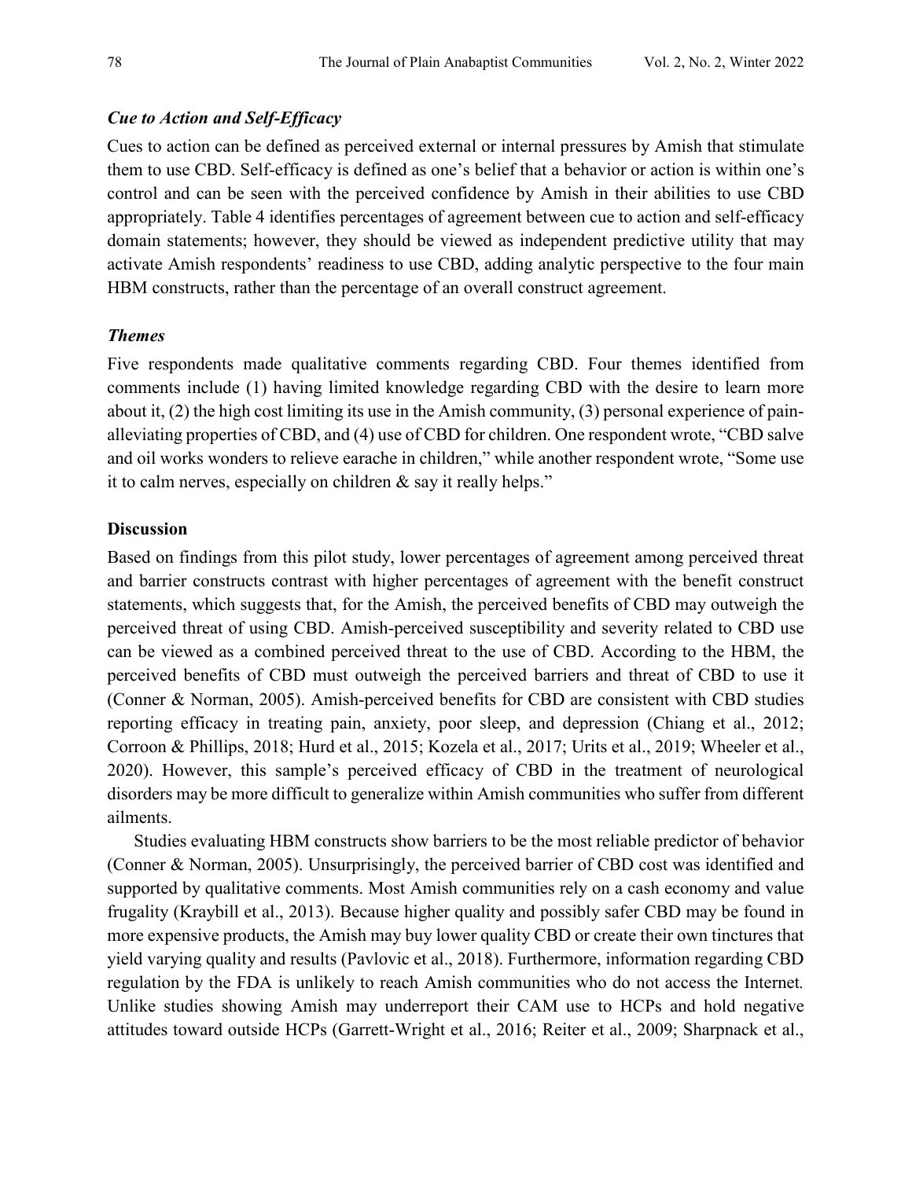### *Cue to Action and Self-Efficacy*

Cues to action can be defined as perceived external or internal pressures by Amish that stimulate them to use CBD. Self-efficacy is defined as one's belief that a behavior or action is within one's control and can be seen with the perceived confidence by Amish in their abilities to use CBD appropriately. Table 4 identifies percentages of agreement between cue to action and self-efficacy domain statements; however, they should be viewed as independent predictive utility that may activate Amish respondents' readiness to use CBD, adding analytic perspective to the four main HBM constructs, rather than the percentage of an overall construct agreement.

### *Themes*

Five respondents made qualitative comments regarding CBD. Four themes identified from comments include (1) having limited knowledge regarding CBD with the desire to learn more about it, (2) the high cost limiting its use in the Amish community, (3) personal experience of pain-alleviating properties of CBD, and (4) use of CBD for children. One respondent wrote, "CBD salve and oil works wonders to relieve earache in children," while another respondent wrote, "Some use it to calm nerves, especially on children & say it really helps."

## Discussion

Based on findings from this pilot study, lower percentages of agreement among perceived threat and barrier constructs contrast with higher percentages of agreement with the benefit construct statements, which suggests that, for the Amish, the perceived benefits of CBD may outweigh the perceived threat of using CBD. Amish-perceived susceptibility and severity related to CBD use can be viewed as a combined perceived threat to the use of CBD. According to the HBM, the perceived benefits of CBD must outweigh the perceived barriers and threat of CBD to use it (Conner & Norman, 2005). Amish-perceived benefits for CBD are consistent with CBD studies reporting efficacy in treating pain, anxiety, poor sleep, and depression (Chiang et al., 2012; Corroon & Phillips, 2018; Hurd et al., 2015; Kozela et al., 2017; Urits et al., 2019; Wheeler et al., 2020). However, this sample's perceived efficacy of CBD in the treatment of neurological disorders may be more difficult to generalize within Amish communities who suffer from different ailments.

Studies evaluating HBM constructs show barriers to be the most reliable predictor of behavior (Conner & Norman, 2005). Unsurprisingly, the perceived barrier of CBD cost was identified and supported by qualitative comments. Most Amish communities rely on a cash economy and value frugality (Kraybill et al., 2013). Because higher quality and possibly safer CBD may be found in more expensive products, the Amish may buy lower quality CBD or create their own tinctures that yield varying quality and results (Pavlovic et al., 2018). Furthermore, information regarding CBD regulation by the FDA is unlikely to reach Amish communities who do not access the Internet. Unlike studies showing Amish may underreport their CAM use to HCPs and hold negative attitudes toward outside HCPs (Garrett-Wright et al., 2016; Reiter et al., 2009; Sharpnack et al.,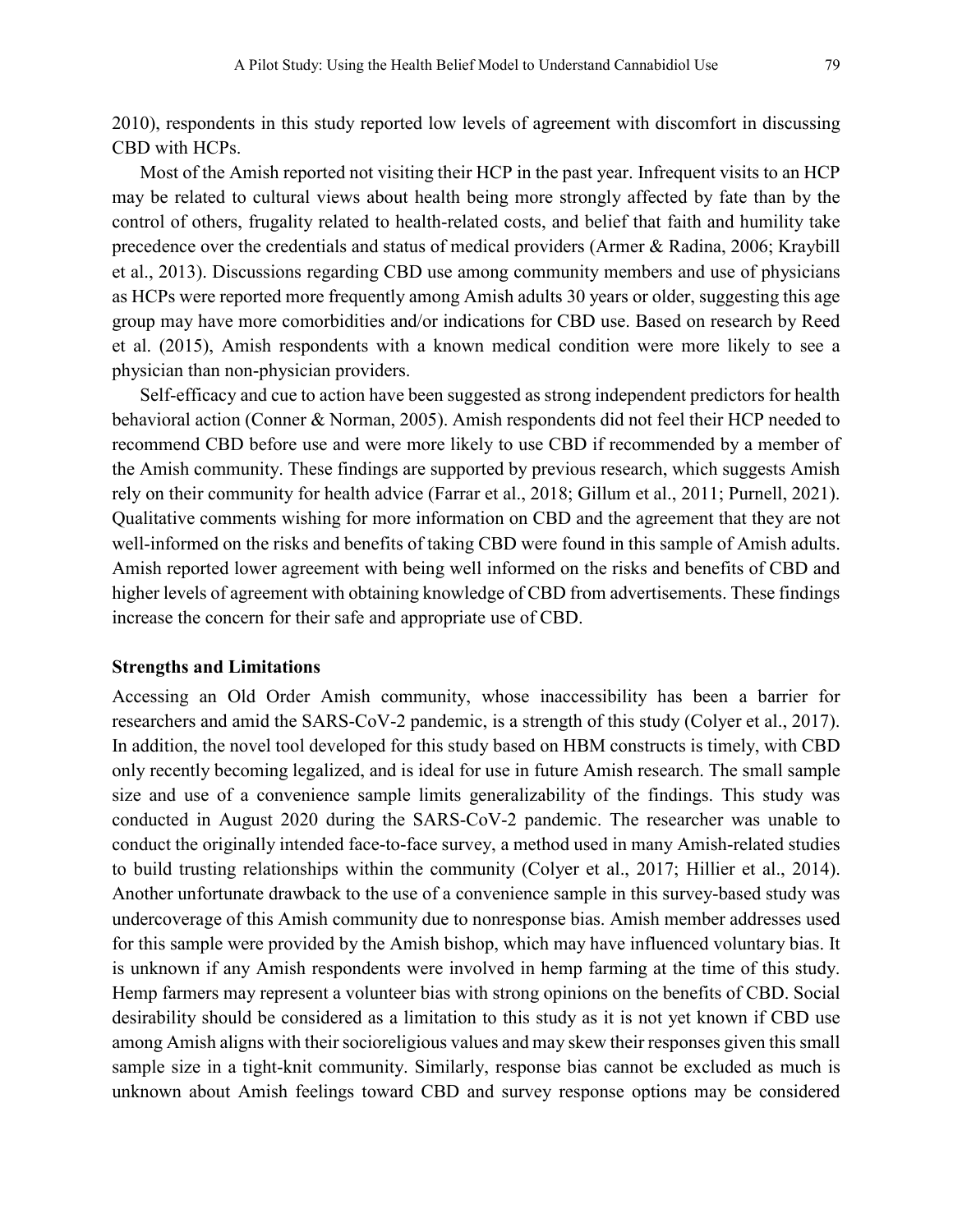2010), respondents in this study reported low levels of agreement with discomfort in discussing CBD with HCPs.

Most of the Amish reported not visiting their HCP in the past year. Infrequent visits to an HCP may be related to cultural views about health being more strongly affected by fate than by the control of others, frugality related to health-related costs, and belief that faith and humility take precedence over the credentials and status of medical providers (Armer & Radina, 2006; Kraybill et al., 2013). Discussions regarding CBD use among community members and use of physicians as HCPs were reported more frequently among Amish adults 30 years or older, suggesting this age group may have more comorbidities and/or indications for CBD use. Based on research by Reed et al. (2015), Amish respondents with a known medical condition were more likely to see a physician than non-physician providers.

Self-efficacy and cue to action have been suggested as strong independent predictors for health behavioral action (Conner & Norman, 2005). Amish respondents did not feel their HCP needed to recommend CBD before use and were more likely to use CBD if recommended by a member of the Amish community. These findings are supported by previous research, which suggests Amish rely on their community for health advice (Farrar et al., 2018; Gillum et al., 2011; Purnell, 2021). Qualitative comments wishing for more information on CBD and the agreement that they are not well-informed on the risks and benefits of taking CBD were found in this sample of Amish adults. Amish reported lower agreement with being well informed on the risks and benefits of CBD and higher levels of agreement with obtaining knowledge of CBD from advertisements. These findings increase the concern for their safe and appropriate use of CBD.

**Strengths and Limitations**

Accessing an Old Order Amish community, whose inaccessibility has been a barrier for researchers and amid the SARS-CoV-2 pandemic, is a strength of this study (Colyer et al., 2017). In addition, the novel tool developed for this study based on HBM constructs is timely, with CBD only recently becoming legalized, and is ideal for use in future Amish research. The small sample size and use of a convenience sample limits generalizability of the findings. This study was conducted in August 2020 during the SARS-CoV-2 pandemic. The researcher was unable to conduct the originally intended face-to-face survey, a method used in many Amish-related studies to build trusting relationships within the community (Colyer et al., 2017; Hillier et al., 2014). Another unfortunate drawback to the use of a convenience sample in this survey-based study was undercoverage of this Amish community due to nonresponse bias. Amish member addresses used for this sample were provided by the Amish bishop, which may have influenced voluntary bias. It is unknown if any Amish respondents were involved in hemp farming at the time of this study. Hemp farmers may represent a volunteer bias with strong opinions on the benefits of CBD. Social desirability should be considered as a limitation to this study as it is not yet known if CBD use among Amish aligns with their socioreligious values and may skew their responses given this small sample size in a tight-knit community. Similarly, response bias cannot be excluded as much is unknown about Amish feelings toward CBD and survey response options may be considered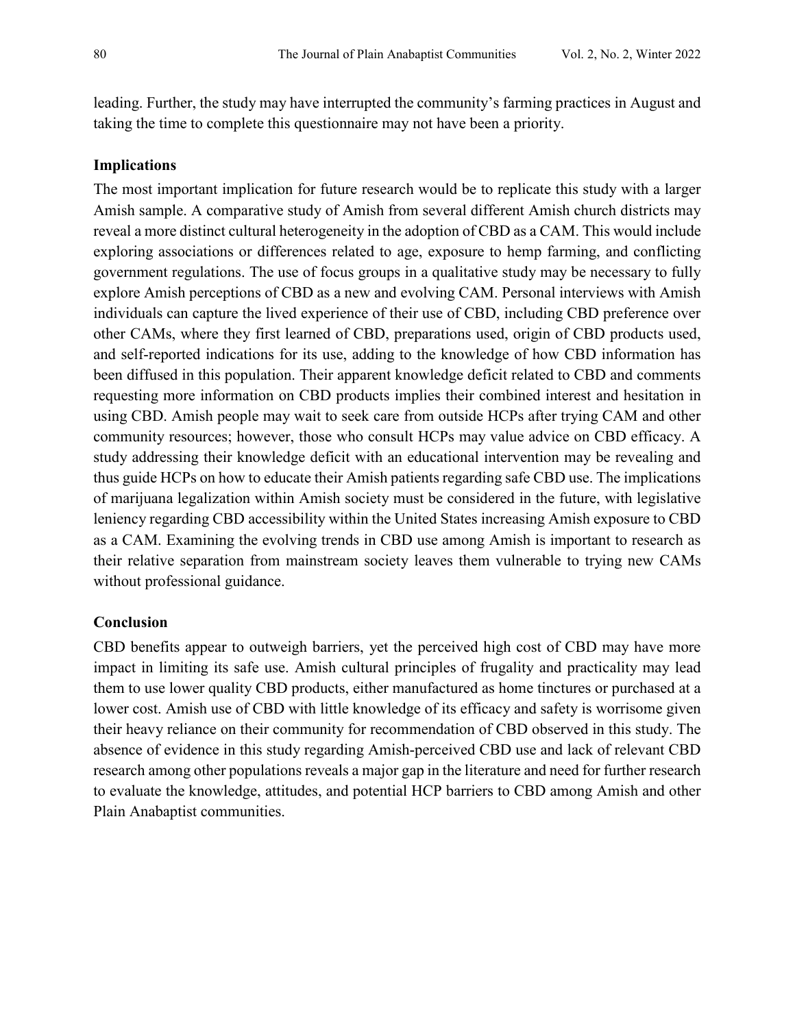leading. Further, the study may have interrupted the community's farming practices in August and taking the time to complete this questionnaire may not have been a priority.

### Implications

The most important implication for future research would be to replicate this study with a larger Amish sample. A comparative study of Amish from several different Amish church districts may reveal a more distinct cultural heterogeneity in the adoption of CBD as a CAM. This would include exploring associations or differences related to age, exposure to hemp farming, and conflicting government regulations. The use of focus groups in a qualitative study may be necessary to fully explore Amish perceptions of CBD as a new and evolving CAM. Personal interviews with Amish individuals can capture the lived experience of their use of CBD, including CBD preference over other CAMs, where they first learned of CBD, preparations used, origin of CBD products used, and self-reported indications for its use, adding to the knowledge of how CBD information has been diffused in this population. Their apparent knowledge deficit related to CBD and comments requesting more information on CBD products implies their combined interest and hesitation in using CBD. Amish people may wait to seek care from outside HCPs after trying CAM and other community resources; however, those who consult HCPs may value advice on CBD efficacy. A study addressing their knowledge deficit with an educational intervention may be revealing and thus guide HCPs on how to educate their Amish patients regarding safe CBD use. The implications of marijuana legalization within Amish society must be considered in the future, with legislative leniency regarding CBD accessibility within the United States increasing Amish exposure to CBD as a CAM. Examining the evolving trends in CBD use among Amish is important to research as their relative separation from mainstream society leaves them vulnerable to trying new CAMs without professional guidance.

### Conclusion

CBD benefits appear to outweigh barriers, yet the perceived high cost of CBD may have more impact in limiting its safe use. Amish cultural principles of frugality and practicality may lead them to use lower quality CBD products, either manufactured as home tinctures or purchased at a lower cost. Amish use of CBD with little knowledge of its efficacy and safety is worrisome given their heavy reliance on their community for recommendation of CBD observed in this study. The absence of evidence in this study regarding Amish-perceived CBD use and lack of relevant CBD research among other populations reveals a major gap in the literature and need for further research to evaluate the knowledge, attitudes, and potential HCP barriers to CBD among Amish and other Plain Anabaptist communities.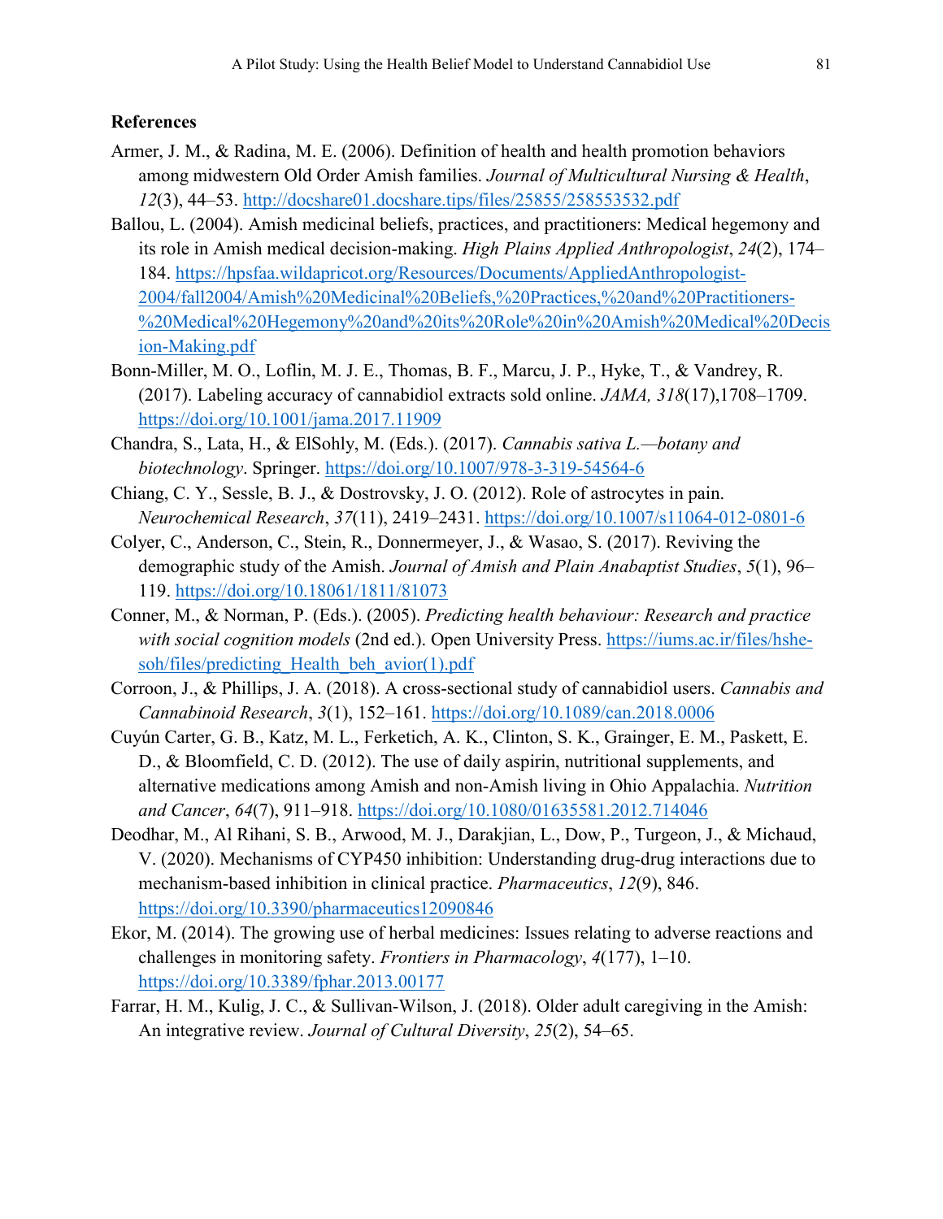## References

Armer, J. M., & Radina, M. E. (2006). Definition of health and health promotion behaviors among midwestern Old Order Amish families. *Journal of Multicultural Nursing & Health*, *12*(3), 44–53. http://docshare01.docshare.tips/files/25855/258553532.pdf

Ballou, L. (2004). Amish medicinal beliefs, practices, and practitioners: Medical hegemony and its role in Amish medical decision-making. *High Plains Applied Anthropologist*, *24*(2), 174–184. https://hpsfaa.wildapricot.org/Resources/Documents/AppliedAnthropologist-2004/fall2004/Amish%20Medicinal%20Beliefs,%20Practices,%20and%20Practitioners-%20Medical%20Hegemony%20and%20its%20Role%20in%20Amish%20Medical%20Decision-Making.pdf

Bonn-Miller, M. O., Loflin, M. J. E., Thomas, B. F., Marcu, J. P., Hyke, T., & Vandrey, R. (2017). Labeling accuracy of cannabidiol extracts sold online. *JAMA, 318*(17),1708–1709. https://doi.org/10.1001/jama.2017.11909

Chandra, S., Lata, H., & ElSohly, M. (Eds.). (2017). *Cannabis sativa L.—botany and biotechnology*. Springer. https://doi.org/10.1007/978-3-319-54564-6

Chiang, C. Y., Sessle, B. J., & Dostrovsky, J. O. (2012). Role of astrocytes in pain. *Neurochemical Research*, *37*(11), 2419–2431. https://doi.org/10.1007/s11064-012-0801-6

Colyer, C., Anderson, C., Stein, R., Donnermeyer, J., & Wasao, S. (2017). Reviving the demographic study of the Amish. *Journal of Amish and Plain Anabaptist Studies*, *5*(1), 96–119. https://doi.org/10.18061/1811/81073

Conner, M., & Norman, P. (Eds.). (2005). *Predicting health behaviour: Research and practice with social cognition models* (2nd ed.). Open University Press. https://iums.ac.ir/files/hshe-soh/files/predicting_Health_beh_avior(1).pdf

Corroon, J., & Phillips, J. A. (2018). A cross-sectional study of cannabidiol users. *Cannabis and Cannabinoid Research*, *3*(1), 152–161. https://doi.org/10.1089/can.2018.0006

Cuyún Carter, G. B., Katz, M. L., Ferketich, A. K., Clinton, S. K., Grainger, E. M., Paskett, E. D., & Bloomfield, C. D. (2012). The use of daily aspirin, nutritional supplements, and alternative medications among Amish and non-Amish living in Ohio Appalachia. *Nutrition and Cancer*, *64*(7), 911–918. https://doi.org/10.1080/01635581.2012.714046

Deodhar, M., Al Rihani, S. B., Arwood, M. J., Darakjian, L., Dow, P., Turgeon, J., & Michaud, V. (2020). Mechanisms of CYP450 inhibition: Understanding drug-drug interactions due to mechanism-based inhibition in clinical practice. *Pharmaceutics*, *12*(9), 846. https://doi.org/10.3390/pharmaceutics12090846

Ekor, M. (2014). The growing use of herbal medicines: Issues relating to adverse reactions and challenges in monitoring safety. *Frontiers in Pharmacology*, *4*(177), 1–10. https://doi.org/10.3389/fphar.2013.00177

Farrar, H. M., Kulig, J. C., & Sullivan-Wilson, J. (2018). Older adult caregiving in the Amish: An integrative review. *Journal of Cultural Diversity*, *25*(2), 54–65.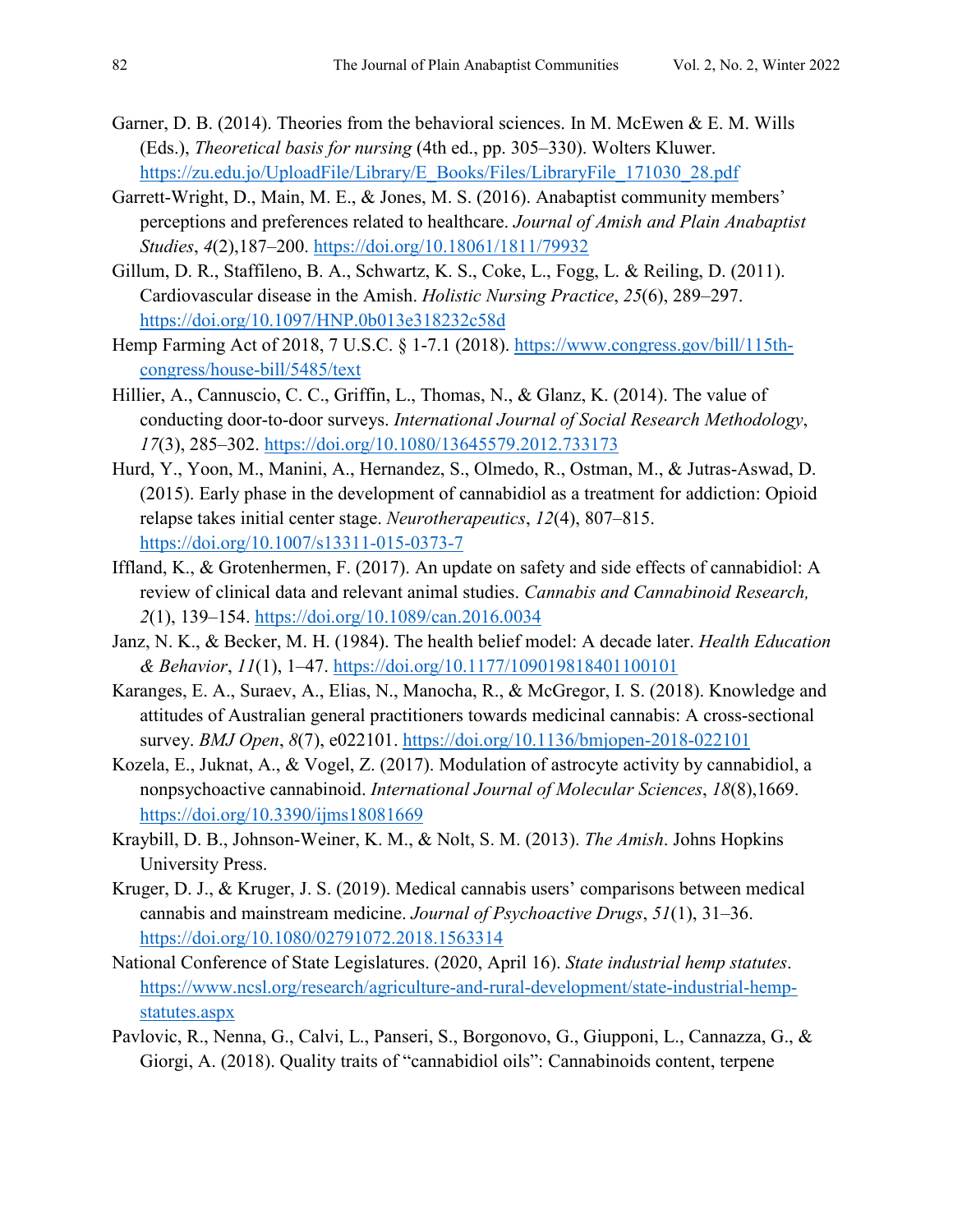Garner, D. B. (2014). Theories from the behavioral sciences. In M. McEwen & E. M. Wills (Eds.), *Theoretical basis for nursing* (4th ed., pp. 305–330). Wolters Kluwer. https://zu.edu.jo/UploadFile/Library/E_Books/Files/LibraryFile_171030_28.pdf

Garrett-Wright, D., Main, M. E., & Jones, M. S. (2016). Anabaptist community members' perceptions and preferences related to healthcare. *Journal of Amish and Plain Anabaptist Studies*, *4*(2),187–200. https://doi.org/10.18061/1811/79932

Gillum, D. R., Staffileno, B. A., Schwartz, K. S., Coke, L., Fogg, L. & Reiling, D. (2011). Cardiovascular disease in the Amish. *Holistic Nursing Practice*, *25*(6), 289–297. https://doi.org/10.1097/HNP.0b013e318232c58d

Hemp Farming Act of 2018, 7 U.S.C. § 1-7.1 (2018). https://www.congress.gov/bill/115th-congress/house-bill/5485/text

Hillier, A., Cannuscio, C. C., Griffin, L., Thomas, N., & Glanz, K. (2014). The value of conducting door-to-door surveys. *International Journal of Social Research Methodology*, *17*(3), 285–302. https://doi.org/10.1080/13645579.2012.733173

Hurd, Y., Yoon, M., Manini, A., Hernandez, S., Olmedo, R., Ostman, M., & Jutras-Aswad, D. (2015). Early phase in the development of cannabidiol as a treatment for addiction: Opioid relapse takes initial center stage. *Neurotherapeutics*, *12*(4), 807–815. https://doi.org/10.1007/s13311-015-0373-7

Iffland, K., & Grotenhermen, F. (2017). An update on safety and side effects of cannabidiol: A review of clinical data and relevant animal studies. *Cannabis and Cannabinoid Research, 2*(1), 139–154. https://doi.org/10.1089/can.2016.0034

Janz, N. K., & Becker, M. H. (1984). The health belief model: A decade later. *Health Education & Behavior*, *11*(1), 1–47. https://doi.org/10.1177/109019818401100101

Karanges, E. A., Suraev, A., Elias, N., Manocha, R., & McGregor, I. S. (2018). Knowledge and attitudes of Australian general practitioners towards medicinal cannabis: A cross-sectional survey. *BMJ Open*, *8*(7), e022101. https://doi.org/10.1136/bmjopen-2018-022101

Kozela, E., Juknat, A., & Vogel, Z. (2017). Modulation of astrocyte activity by cannabidiol, a nonpsychoactive cannabinoid. *International Journal of Molecular Sciences*, *18*(8),1669. https://doi.org/10.3390/ijms18081669

Kraybill, D. B., Johnson-Weiner, K. M., & Nolt, S. M. (2013). *The Amish*. Johns Hopkins University Press.

Kruger, D. J., & Kruger, J. S. (2019). Medical cannabis users' comparisons between medical cannabis and mainstream medicine. *Journal of Psychoactive Drugs*, *51*(1), 31–36. https://doi.org/10.1080/02791072.2018.1563314

National Conference of State Legislatures. (2020, April 16). *State industrial hemp statutes*. https://www.ncsl.org/research/agriculture-and-rural-development/state-industrial-hemp-statutes.aspx

Pavlovic, R., Nenna, G., Calvi, L., Panseri, S., Borgonovo, G., Giupponi, L., Cannazza, G., & Giorgi, A. (2018). Quality traits of "cannabidiol oils": Cannabinoids content, terpene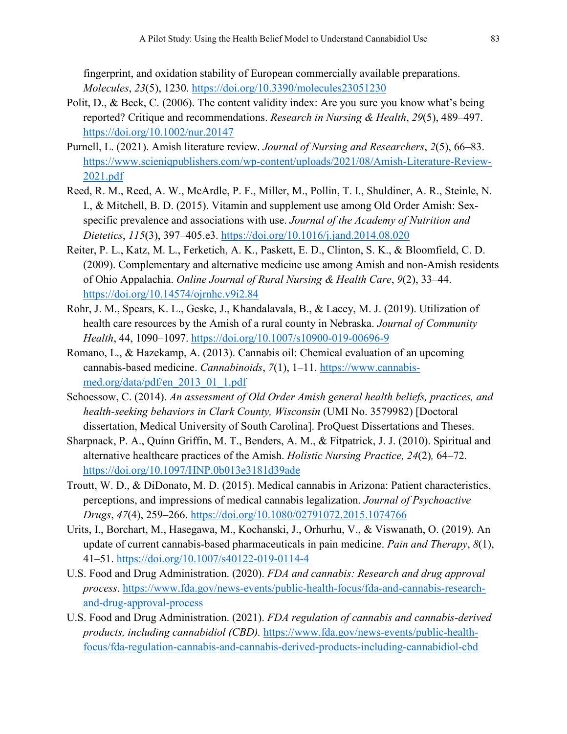fingerprint, and oxidation stability of European commercially available preparations. *Molecules*, *23*(5), 1230. https://doi.org/10.3390/molecules23051230

Polit, D., & Beck, C. (2006). The content validity index: Are you sure you know what's being reported? Critique and recommendations. *Research in Nursing & Health*, *29*(5), 489–497. https://doi.org/10.1002/nur.20147

Purnell, L. (2021). Amish literature review. *Journal of Nursing and Researchers*, *2*(5), 66–83. https://www.scieniqpublishers.com/wp-content/uploads/2021/08/Amish-Literature-Review-2021.pdf

Reed, R. M., Reed, A. W., McArdle, P. F., Miller, M., Pollin, T. I., Shuldiner, A. R., Steinle, N. I., & Mitchell, B. D. (2015). Vitamin and supplement use among Old Order Amish: Sex-specific prevalence and associations with use. *Journal of the Academy of Nutrition and Dietetics*, *115*(3), 397–405.e3. https://doi.org/10.1016/j.jand.2014.08.020

Reiter, P. L., Katz, M. L., Ferketich, A. K., Paskett, E. D., Clinton, S. K., & Bloomfield, C. D. (2009). Complementary and alternative medicine use among Amish and non-Amish residents of Ohio Appalachia. *Online Journal of Rural Nursing & Health Care*, *9*(2), 33–44. https://doi.org/10.14574/ojrnhc.v9i2.84

Rohr, J. M., Spears, K. L., Geske, J., Khandalavala, B., & Lacey, M. J. (2019). Utilization of health care resources by the Amish of a rural county in Nebraska. *Journal of Community Health*, 44, 1090–1097. https://doi.org/10.1007/s10900-019-00696-9

Romano, L., & Hazekamp, A. (2013). Cannabis oil: Chemical evaluation of an upcoming cannabis-based medicine. *Cannabinoids*, *7*(1), 1–11. https://www.cannabis-med.org/data/pdf/en_2013_01_1.pdf

Schoessow, C. (2014). *An assessment of Old Order Amish general health beliefs, practices, and health-seeking behaviors in Clark County, Wisconsin* (UMI No. 3579982) [Doctoral dissertation, Medical University of South Carolina]. ProQuest Dissertations and Theses.

Sharpnack, P. A., Quinn Griffin, M. T., Benders, A. M., & Fitpatrick, J. J. (2010). Spiritual and alternative healthcare practices of the Amish. *Holistic Nursing Practice, 24*(2)*,* 64–72. https://doi.org/10.1097/HNP.0b013e3181d39ade

Troutt, W. D., & DiDonato, M. D. (2015). Medical cannabis in Arizona: Patient characteristics, perceptions, and impressions of medical cannabis legalization. *Journal of Psychoactive Drugs*, *47*(4), 259–266. https://doi.org/10.1080/02791072.2015.1074766

Urits, I., Borchart, M., Hasegawa, M., Kochanski, J., Orhurhu, V., & Viswanath, O. (2019). An update of current cannabis-based pharmaceuticals in pain medicine. *Pain and Therapy*, *8*(1), 41–51. https://doi.org/10.1007/s40122-019-0114-4

U.S. Food and Drug Administration. (2020). *FDA and cannabis: Research and drug approval process*. https://www.fda.gov/news-events/public-health-focus/fda-and-cannabis-research-and-drug-approval-process

U.S. Food and Drug Administration. (2021). *FDA regulation of cannabis and cannabis-derived products, including cannabidiol (CBD).* https://www.fda.gov/news-events/public-health-focus/fda-regulation-cannabis-and-cannabis-derived-products-including-cannabidiol-cbd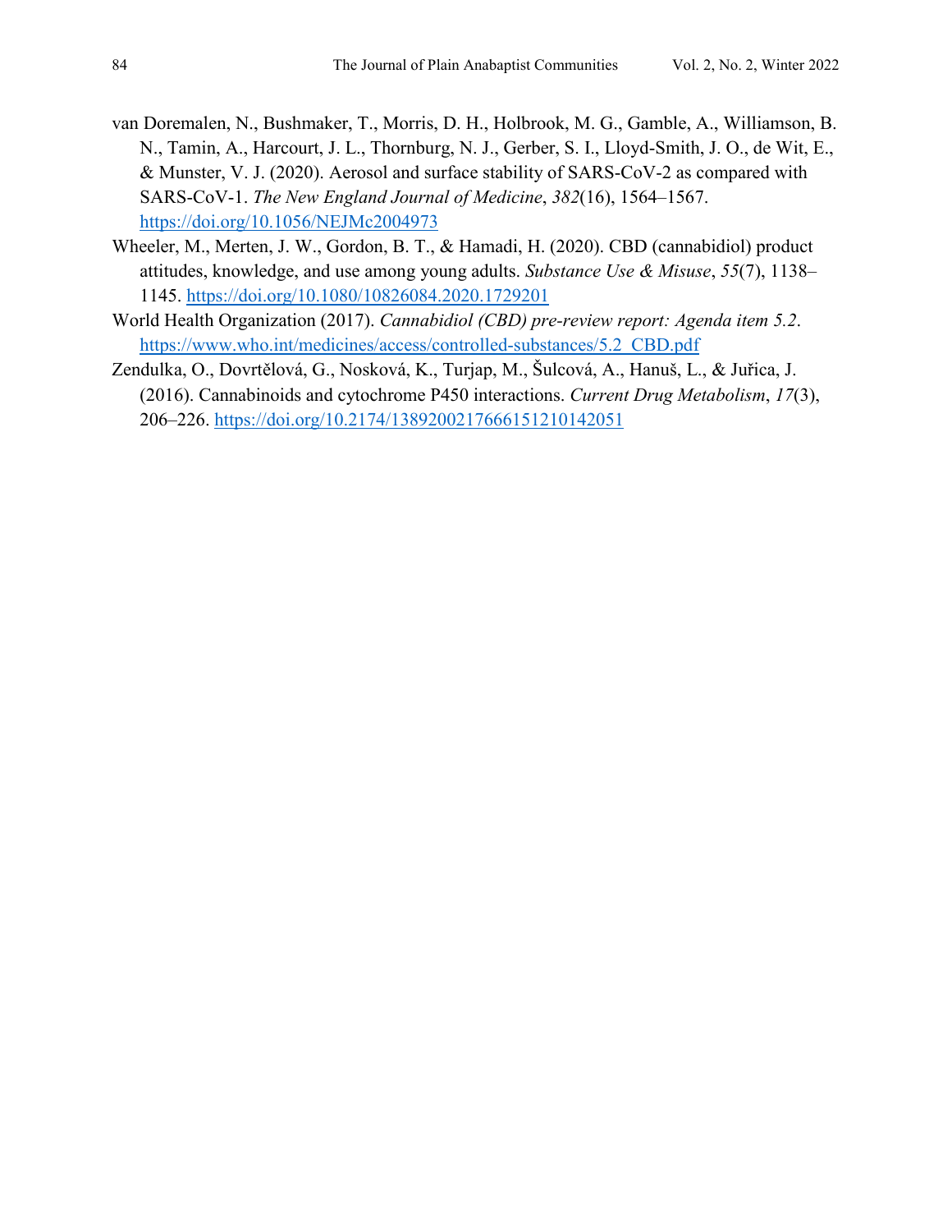van Doremalen, N., Bushmaker, T., Morris, D. H., Holbrook, M. G., Gamble, A., Williamson, B. N., Tamin, A., Harcourt, J. L., Thornburg, N. J., Gerber, S. I., Lloyd-Smith, J. O., de Wit, E., & Munster, V. J. (2020). Aerosol and surface stability of SARS-CoV-2 as compared with SARS-CoV-1. *The New England Journal of Medicine*, *382*(16), 1564–1567. https://doi.org/10.1056/NEJMc2004973

Wheeler, M., Merten, J. W., Gordon, B. T., & Hamadi, H. (2020). CBD (cannabidiol) product attitudes, knowledge, and use among young adults. *Substance Use & Misuse*, *55*(7), 1138–1145. https://doi.org/10.1080/10826084.2020.1729201

World Health Organization (2017). *Cannabidiol (CBD) pre-review report: Agenda item 5.2*. https://www.who.int/medicines/access/controlled-substances/5.2_CBD.pdf

Zendulka, O., Dovrtělová, G., Nosková, K., Turjap, M., Šulcová, A., Hanuš, L., & Juřica, J. (2016). Cannabinoids and cytochrome P450 interactions. *Current Drug Metabolism*, *17*(3), 206–226. https://doi.org/10.2174/1389200217666151210142051